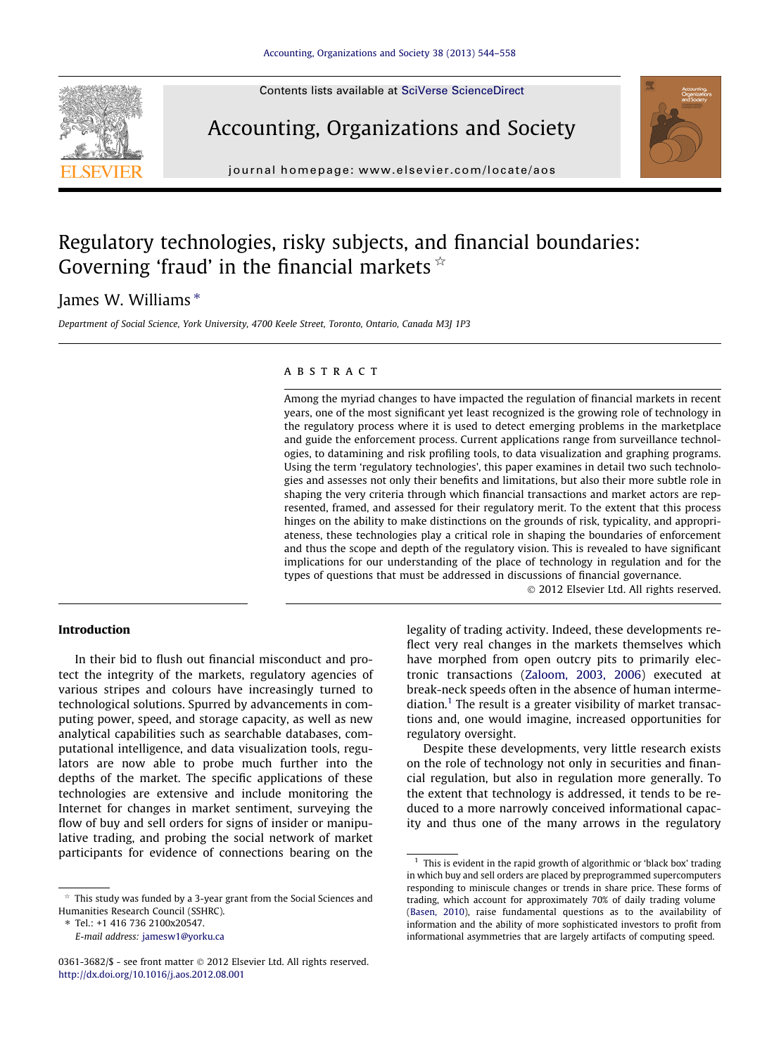# Regulatory technologies, risky subjects, and financial boundaries: Governing 'fraud' in the financial markets ☆

James W. Williams *

*Department of Social Science, York University, 4700 Keele Street, Toronto, Ontario, Canada M3J 1P3*

## ABSTRACT

Among the myriad changes to have impacted the regulation of financial markets in recent years, one of the most significant yet least recognized is the growing role of technology in the regulatory process where it is used to detect emerging problems in the marketplace and guide the enforcement process. Current applications range from surveillance technologies, to datamining and risk profiling tools, to data visualization and graphing programs. Using the term 'regulatory technologies', this paper examines in detail two such technologies and assesses not only their benefits and limitations, but also their more subtle role in shaping the very criteria through which financial transactions and market actors are represented, framed, and assessed for their regulatory merit. To the extent that this process hinges on the ability to make distinctions on the grounds of risk, typicality, and appropriateness, these technologies play a critical role in shaping the boundaries of enforcement and thus the scope and depth of the regulatory vision. This is revealed to have significant implications for our understanding of the place of technology in regulation and for the types of questions that must be addressed in discussions of financial governance.

© 2012 Elsevier Ltd. All rights reserved.

## Introduction

In their bid to flush out financial misconduct and protect the integrity of the markets, regulatory agencies of various stripes and colours have increasingly turned to technological solutions. Spurred by advancements in computing power, speed, and storage capacity, as well as new analytical capabilities such as searchable databases, computational intelligence, and data visualization tools, regulators are now able to probe much further into the depths of the market. The specific applications of these technologies are extensive and include monitoring the Internet for changes in market sentiment, surveying the flow of buy and sell orders for signs of insider or manipulative trading, and probing the social network of market participants for evidence of connections bearing on the legality of trading activity. Indeed, these developments reflect very real changes in the markets themselves which have morphed from open outcry pits to primarily electronic transactions (Zaloom, 2003, 2006) executed at break-neck speeds often in the absence of human intermediation.[1] The result is a greater visibility of market transactions and, one would imagine, increased opportunities for regulatory oversight.

Despite these developments, very little research exists on the role of technology not only in securities and financial regulation, but also in regulation more generally. To the extent that technology is addressed, it tends to be reduced to a more narrowly conceived informational capacity and thus one of the many arrows in the regulatory

---

☆ This study was funded by a 3-year grant from the Social Sciences and Humanities Research Council (SSHRC).

\* Tel.: +1 416 736 2100x20547.
*E-mail address:* jamesw1@yorku.ca

[1] This is evident in the rapid growth of algorithmic or 'black box' trading in which buy and sell orders are placed by preprogrammed supercomputers responding to miniscule changes or trends in share price. These forms of trading, which account for approximately 70% of daily trading volume (Basen, 2010), raise fundamental questions as to the availability of information and the ability of more sophisticated investors to profit from informational asymmetries that are largely artifacts of computing speed.

0361-3682/$ - see front matter © 2012 Elsevier Ltd. All rights reserved.
http://dx.doi.org/10.1016/j.aos.2012.08.001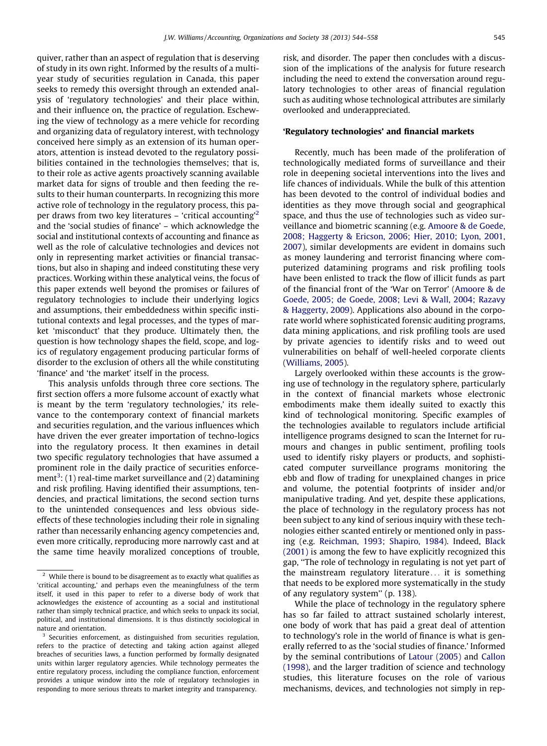quiver, rather than an aspect of regulation that is deserving of study in its own right. Informed by the results of a multi-year study of securities regulation in Canada, this paper seeks to remedy this oversight through an extended analysis of 'regulatory technologies' and their place within, and their influence on, the practice of regulation. Eschewing the view of technology as a mere vehicle for recording and organizing data of regulatory interest, with technology conceived here simply as an extension of its human operators, attention is instead devoted to the regulatory possibilities contained in the technologies themselves; that is, to their role as active agents proactively scanning available market data for signs of trouble and then feeding the results to their human counterparts. In recognizing this more active role of technology in the regulatory process, this paper draws from two key literatures – 'critical accounting'[2] and the 'social studies of finance' – which acknowledge the social and institutional contexts of accounting and finance as well as the role of calculative technologies and devices not only in representing market activities or financial transactions, but also in shaping and indeed constituting these very practices. Working within these analytical veins, the focus of this paper extends well beyond the promises or failures of regulatory technologies to include their underlying logics and assumptions, their embeddedness within specific institutional contexts and legal processes, and the types of market 'misconduct' that they produce. Ultimately then, the question is how technology shapes the field, scope, and logics of regulatory engagement producing particular forms of disorder to the exclusion of others all the while constituting 'finance' and 'the market' itself in the process.

This analysis unfolds through three core sections. The first section offers a more fulsome account of exactly what is meant by the term 'regulatory technologies,' its relevance to the contemporary context of financial markets and securities regulation, and the various influences which have driven the ever greater importation of techno-logics into the regulatory process. It then examines in detail two specific regulatory technologies that have assumed a prominent role in the daily practice of securities enforcement[3]: (1) real-time market surveillance and (2) datamining and risk profiling. Having identified their assumptions, tendencies, and practical limitations, the second section turns to the unintended consequences and less obvious side-effects of these technologies including their role in signaling rather than necessarily enhancing agency competencies and, even more critically, reproducing more narrowly cast and at the same time heavily moralized conceptions of trouble, risk, and disorder. The paper then concludes with a discussion of the implications of the analysis for future research including the need to extend the conversation around regulatory technologies to other areas of financial regulation such as auditing whose technological attributes are similarly overlooked and underappreciated.

## 'Regulatory technologies' and financial markets

Recently, much has been made of the proliferation of technologically mediated forms of surveillance and their role in deepening societal interventions into the lives and life chances of individuals. While the bulk of this attention has been devoted to the control of individual bodies and identities as they move through social and geographical space, and thus the use of technologies such as video surveillance and biometric scanning (e.g. Amoore & de Goede, 2008; Haggerty & Ericson, 2006; Hier, 2010; Lyon, 2001, 2007), similar developments are evident in domains such as money laundering and terrorist financing where computerized datamining programs and risk profiling tools have been enlisted to track the flow of illicit funds as part of the financial front of the 'War on Terror' (Amoore & de Goede, 2005; de Goede, 2008; Levi & Wall, 2004; Razavy & Haggerty, 2009). Applications also abound in the corporate world where sophisticated forensic auditing programs, data mining applications, and risk profiling tools are used by private agencies to identify risks and to weed out vulnerabilities on behalf of well-heeled corporate clients (Williams, 2005).

Largely overlooked within these accounts is the growing use of technology in the regulatory sphere, particularly in the context of financial markets whose electronic embodiments make them ideally suited to exactly this kind of technological monitoring. Specific examples of the technologies available to regulators include artificial intelligence programs designed to scan the Internet for rumours and changes in public sentiment, profiling tools used to identify risky players or products, and sophisticated computer surveillance programs monitoring the ebb and flow of trading for unexplained changes in price and volume, the potential footprints of insider and/or manipulative trading. And yet, despite these applications, the place of technology in the regulatory process has not been subject to any kind of serious inquiry with these technologies either scanted entirely or mentioned only in passing (e.g. Reichman, 1993; Shapiro, 1984). Indeed, Black (2001) is among the few to have explicitly recognized this gap, "The role of technology in regulating is not yet part of the mainstream regulatory literature… it is something that needs to be explored more systematically in the study of any regulatory system" (p. 138).

While the place of technology in the regulatory sphere has so far failed to attract sustained scholarly interest, one body of work that has paid a great deal of attention to technology's role in the world of finance is what is generally referred to as the 'social studies of finance.' Informed by the seminal contributions of Latour (2005) and Callon (1998), and the larger tradition of science and technology studies, this literature focuses on the role of various mechanisms, devices, and technologies not simply in rep-

---

[2] While there is bound to be disagreement as to exactly what qualifies as 'critical accounting,' and perhaps even the meaningfulness of the term itself, it used in this paper to refer to a diverse body of work that acknowledges the existence of accounting as a social and institutional rather than simply technical practice, and which seeks to unpack its social, political, and institutional dimensions. It is thus distinctly sociological in nature and orientation.

[3] Securities enforcement, as distinguished from securities regulation, refers to the practice of detecting and taking action against alleged breaches of securities laws, a function performed by formally designated units within larger regulatory agencies. While technology permeates the entire regulatory process, including the compliance function, enforcement provides a unique window into the role of regulatory technologies in responding to more serious threats to market integrity and transparency.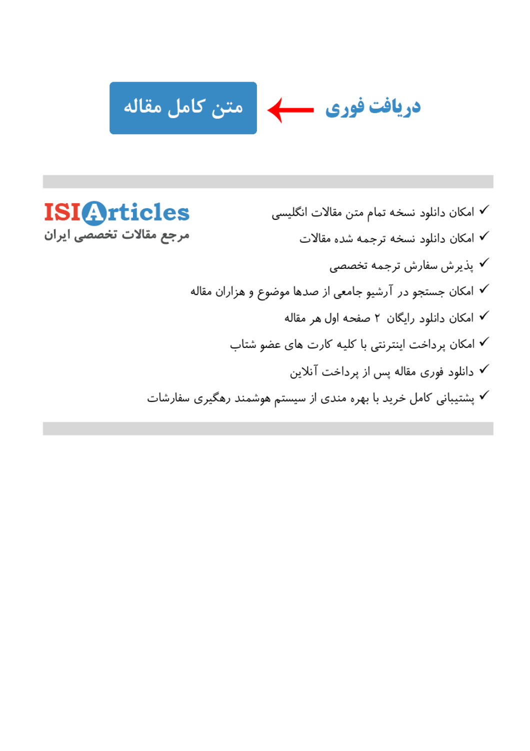دریافت فوری ← متن کامل مقاله

ISIArticles

مرجع مقالات تخصصی ایران

- ✓ امکان دانلود نسخه تمام متن مقالات انگلیسی
- ✓ امکان دانلود نسخه ترجمه شده مقالات
- ✓ پذیرش سفارش ترجمه تخصصی
- ✓ امکان جستجو در آرشیو جامعی از صدها موضوع و هزاران مقاله
- ✓ امکان دانلود رایگان ۲ صفحه اول هر مقاله
- ✓ امکان پرداخت اینترنتی با کلیه کارت های عضو شتاب
- ✓ دانلود فوری مقاله پس از پرداخت آنلاین
- ✓ پشتیبانی کامل خرید با بهره مندی از سیستم هوشمند رهگیری سفارشات